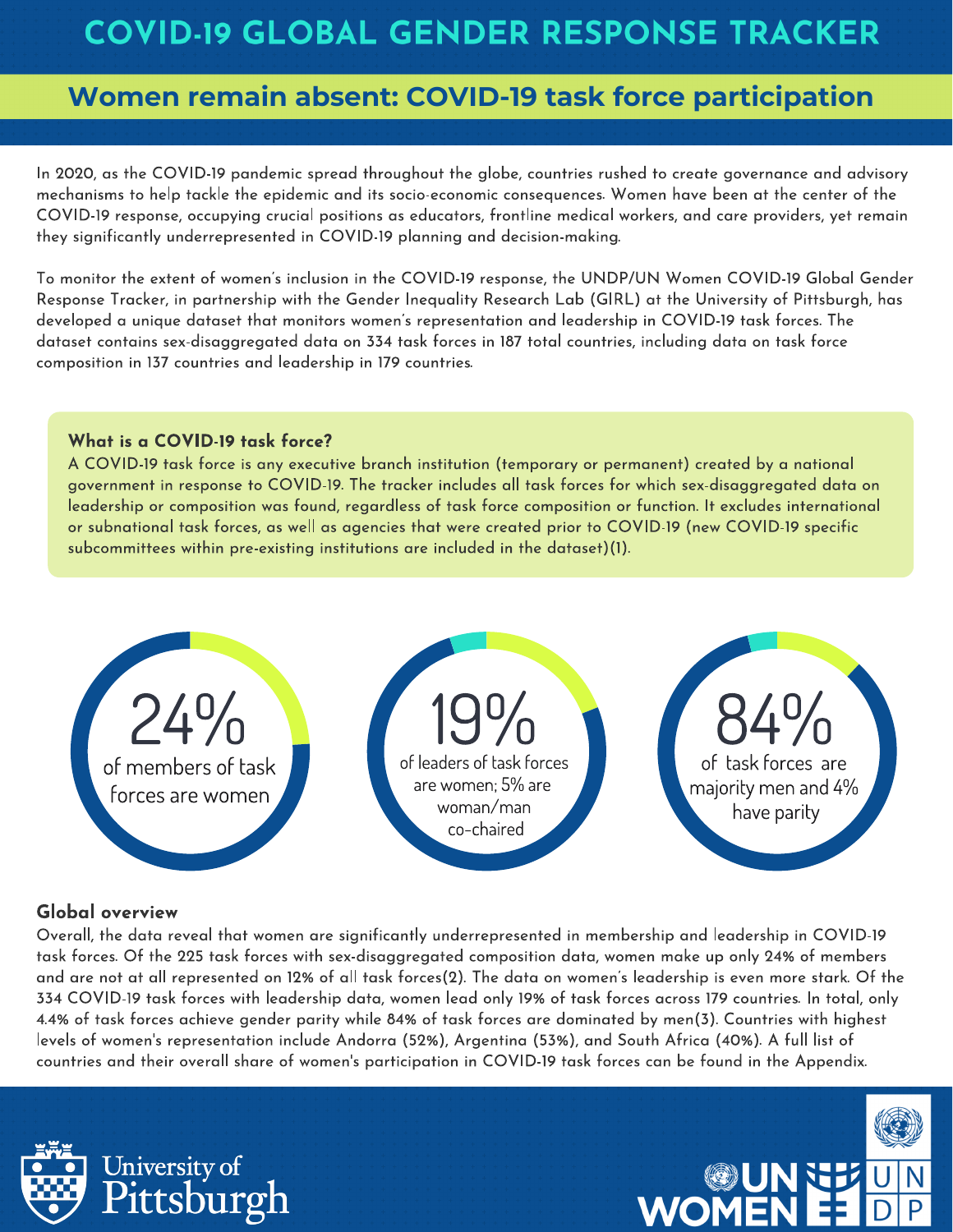# COVID-19 GLOBAL GENDER RESPONSE TRACKER

## Women remain absent: COVID-19 task force participation

In 2020, as the COVID-19 pandemic spread throughout the globe, countries rushed to create governance and advisory mechanisms to help tackle the epidemic and its socio-economic consequences. Women have been at the center of the COVID-19 response, occupying crucial positions as educators, frontline medical workers, and care providers, yet remain they significantly underrepresented in COVID-19 planning and decision-making.

To monitor the extent of women's inclusion in the COVID-19 response, the UNDP/UN Women COVID-19 Global Gender Response Tracker, in partnership with the Gender Inequality Research Lab (GIRL) at the University of Pittsburgh, has developed a unique dataset that monitors women's representation and leadership in COVID-19 task forces. The dataset contains sex-disaggregated data on 334 task forces in 187 total countries, including data on task force composition in 137 countries and leadership in 179 countries.

### What is a COVID-19 task force?

A COVID-19 task force is any executive branch institution (temporary or permanent) created by a national government in response to COVID-19. The tracker includes all task forces for which sex-disaggregated data on leadership or composition was found, regardless of task force composition or function. It excludes international or subnational task forces, as well as agencies that were created prior to COVID-19 (new COVID-19 specific subcommittees within pre-existing institutions are included in the dataset)(1).

**24%** of members of task forces are women

**19%** of leaders of task forces are women; 5% are woman/man co-chaired

**84%** of task forces are majority men and 4% have parity

### Global overview

Overall, the data reveal that women are significantly underrepresented in membership and leadership in COVID-19 task forces. Of the 225 task forces with sex-disaggregated composition data, women make up only 24% of members and are not at all represented on 12% of all task forces(2). The data on women's leadership is even more stark. Of the 334 COVID-19 task forces with leadership data, women lead only 19% of task forces across 179 countries. In total, only 4.4% of task forces achieve gender parity while 84% of task forces are dominated by men(3). Countries with highest levels of women's representation include Andorra (52%), Argentina (53%), and South Africa (40%). A full list of countries and their overall share of women's participation in COVID-19 task forces can be found in the Appendix.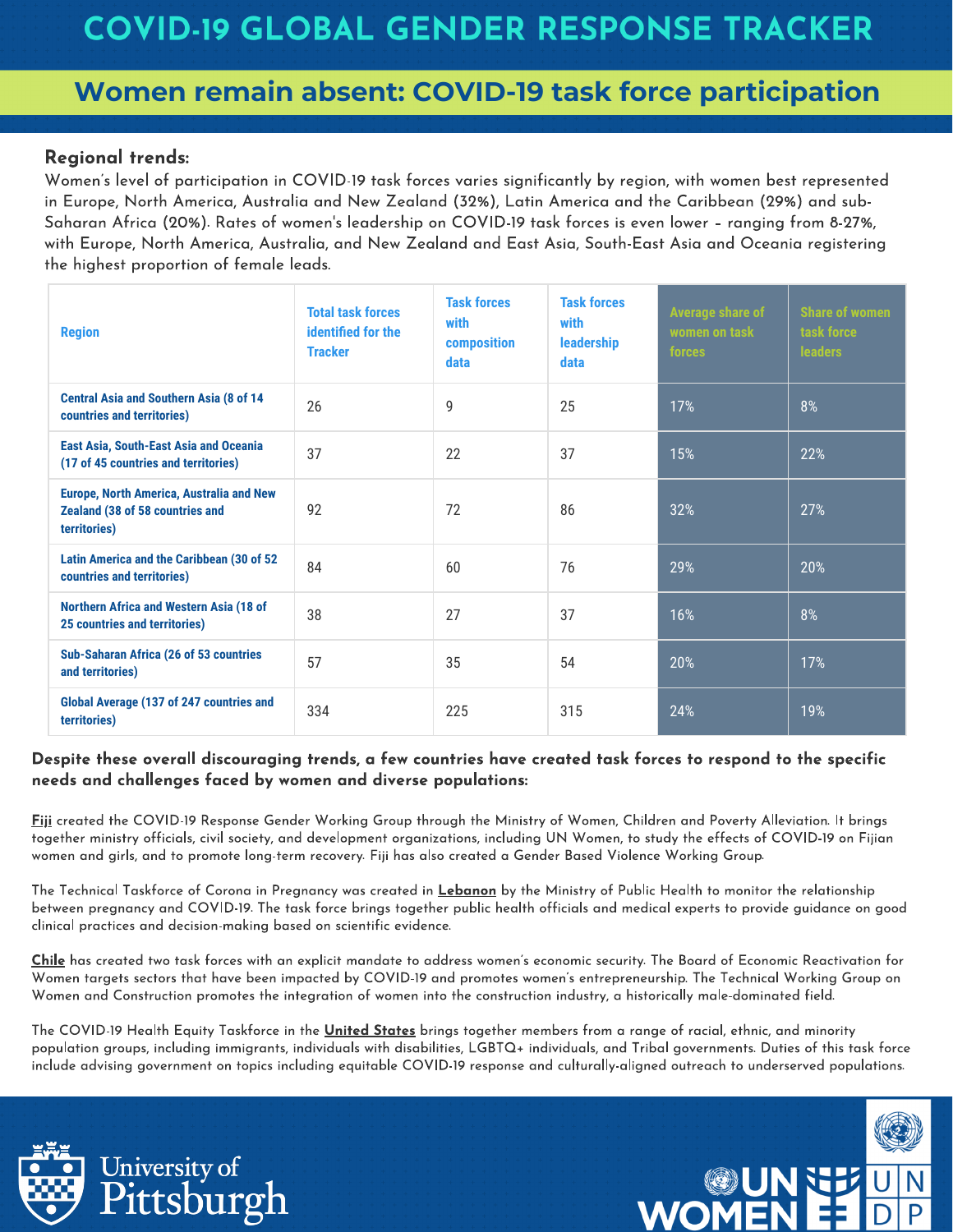# COVID-19 GLOBAL GENDER RESPONSE TRACKER

## Women remain absent: COVID-19 task force participation

### Regional trends:

Women's level of participation in COVID-19 task forces varies significantly by region, with women best represented in Europe, North America, Australia and New Zealand (32%), Latin America and the Caribbean (29%) and sub-Saharan Africa (20%). Rates of women's leadership on COVID-19 task forces is even lower – ranging from 8-27%, with Europe, North America, Australia, and New Zealand and East Asia, South-East Asia and Oceania registering the highest proportion of female leads.

| Region | Total task forces identified for the Tracker | Task forces with composition data | Task forces with leadership data | Average share of women on task forces | Share of women task force leaders |
|---|---|---|---|---|---|
| Central Asia and Southern Asia (8 of 14 countries and territories) | 26 | 9 | 25 | 17% | 8% |
| East Asia, South-East Asia and Oceania (17 of 45 countries and territories) | 37 | 22 | 37 | 15% | 22% |
| Europe, North America, Australia and New Zealand (38 of 58 countries and territories) | 92 | 72 | 86 | 32% | 27% |
| Latin America and the Caribbean (30 of 52 countries and territories) | 84 | 60 | 76 | 29% | 20% |
| Northern Africa and Western Asia (18 of 25 countries and territories) | 38 | 27 | 37 | 16% | 8% |
| Sub-Saharan Africa (26 of 53 countries and territories) | 57 | 35 | 54 | 20% | 17% |
| Global Average (137 of 247 countries and territories) | 334 | 225 | 315 | 24% | 19% |

**Despite these overall discouraging trends, a few countries have created task forces to respond to the specific needs and challenges faced by women and diverse populations:**

**Fiji** created the COVID-19 Response Gender Working Group through the Ministry of Women, Children and Poverty Alleviation. It brings together ministry officials, civil society, and development organizations, including UN Women, to study the effects of COVID-19 on Fijian women and girls, and to promote long-term recovery. Fiji has also created a Gender Based Violence Working Group.

The Technical Taskforce of Corona in Pregnancy was created in **Lebanon** by the Ministry of Public Health to monitor the relationship between pregnancy and COVID-19. The task force brings together public health officials and medical experts to provide guidance on good clinical practices and decision-making based on scientific evidence.

**Chile** has created two task forces with an explicit mandate to address women's economic security. The Board of Economic Reactivation for Women targets sectors that have been impacted by COVID-19 and promotes women's entrepreneurship. The Technical Working Group on Women and Construction promotes the integration of women into the construction industry, a historically male-dominated field.

The COVID-19 Health Equity Taskforce in the **United States** brings together members from a range of racial, ethnic, and minority population groups, including immigrants, individuals with disabilities, LGBTQ+ individuals, and Tribal governments. Duties of this task force include advising government on topics including equitable COVID-19 response and culturally-aligned outreach to underserved populations.

University of Pittsburgh

UN WOMEN | UNDP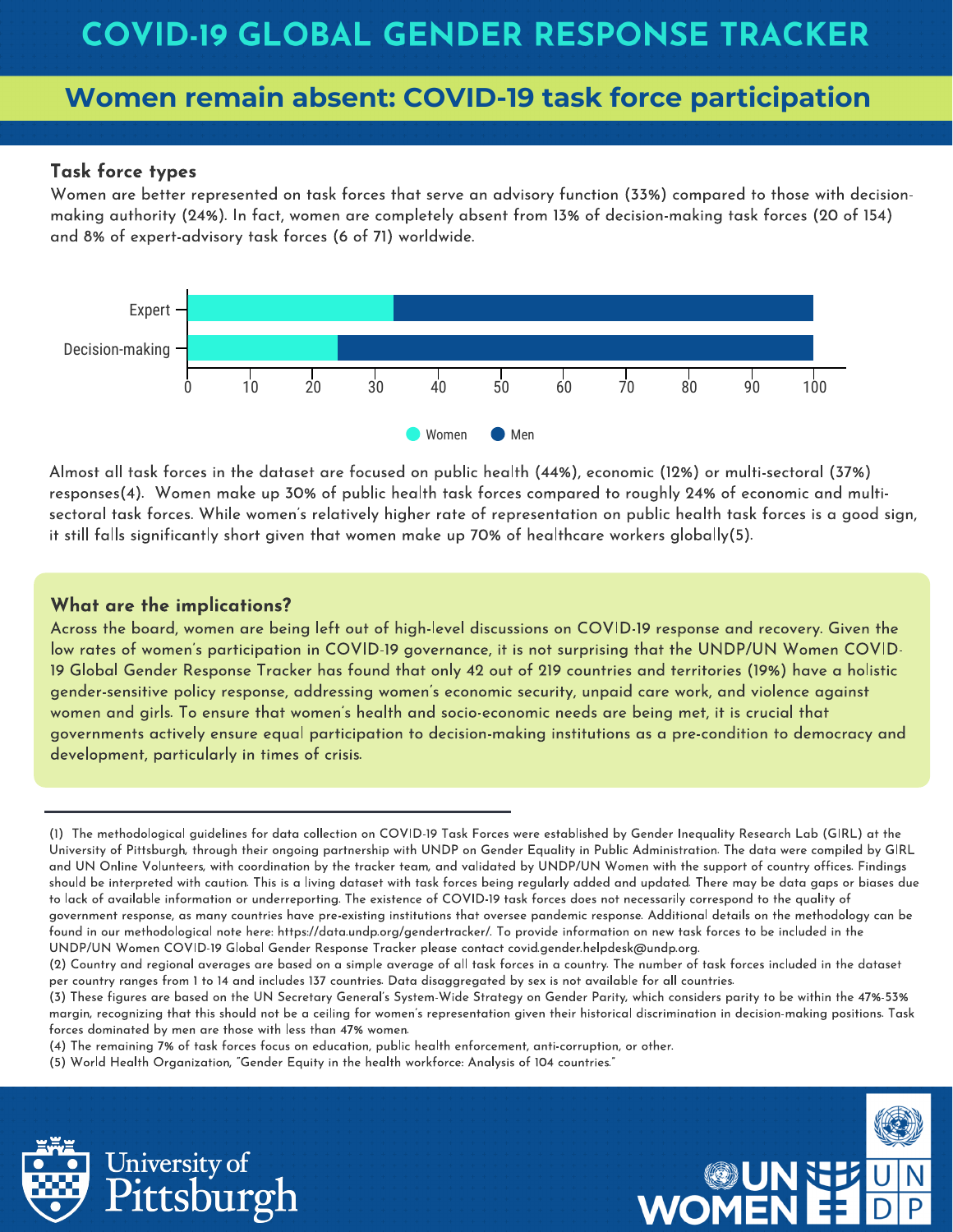# COVID-19 GLOBAL GENDER RESPONSE TRACKER

## Women remain absent: COVID-19 task force participation

### Task force types

Women are better represented on task forces that serve an advisory function (33%) compared to those with decision-making authority (24%). In fact, women are completely absent from 13% of decision-making task forces (20 of 154) and 8% of expert-advisory task forces (6 of 71) worldwide.

Almost all task forces in the dataset are focused on public health (44%), economic (12%) or multi-sectoral (37%) responses(4). Women make up 30% of public health task forces compared to roughly 24% of economic and multi-sectoral task forces. While women's relatively higher rate of representation on public health task forces is a good sign, it still falls significantly short given that women make up 70% of healthcare workers globally(5).

### What are the implications?

Across the board, women are being left out of high-level discussions on COVID-19 response and recovery. Given the low rates of women's participation in COVID-19 governance, it is not surprising that the UNDP/UN Women COVID-19 Global Gender Response Tracker has found that only 42 out of 219 countries and territories (19%) have a holistic gender-sensitive policy response, addressing women's economic security, unpaid care work, and violence against women and girls. To ensure that women's health and socio-economic needs are being met, it is crucial that governments actively ensure equal participation to decision-making institutions as a pre-condition to democracy and development, particularly in times of crisis.

---

(1) The methodological guidelines for data collection on COVID-19 Task Forces were established by Gender Inequality Research Lab (GIRL) at the University of Pittsburgh, through their ongoing partnership with UNDP on Gender Equality in Public Administration. The data were compiled by GIRL and UN Online Volunteers, with coordination by the tracker team, and validated by UNDP/UN Women with the support of country offices. Findings should be interpreted with caution. This is a living dataset with task forces being regularly added and updated. There may be data gaps or biases due to lack of available information or underreporting. The existence of COVID-19 task forces does not necessarily correspond to the quality of government response, as many countries have pre-existing institutions that oversee pandemic response. Additional details on the methodology can be found in our methodological note here: https://data.undp.org/gendertracker/. To provide information on new task forces to be included in the UNDP/UN Women COVID-19 Global Gender Response Tracker please contact covid.gender.helpdesk@undp.org.

(2) Country and regional averages are based on a simple average of all task forces in a country. The number of task forces included in the dataset per country ranges from 1 to 14 and includes 137 countries. Data disaggregated by sex is not available for all countries.

(3) These figures are based on the UN Secretary General's System-Wide Strategy on Gender Parity, which considers parity to be within the 47%-53% margin, recognizing that this should not be a ceiling for women's representation given their historical discrimination in decision-making positions. Task forces dominated by men are those with less than 47% women.

(4) The remaining 7% of task forces focus on education, public health enforcement, anti-corruption, or other.

(5) World Health Organization, "Gender Equity in the health workforce: Analysis of 104 countries."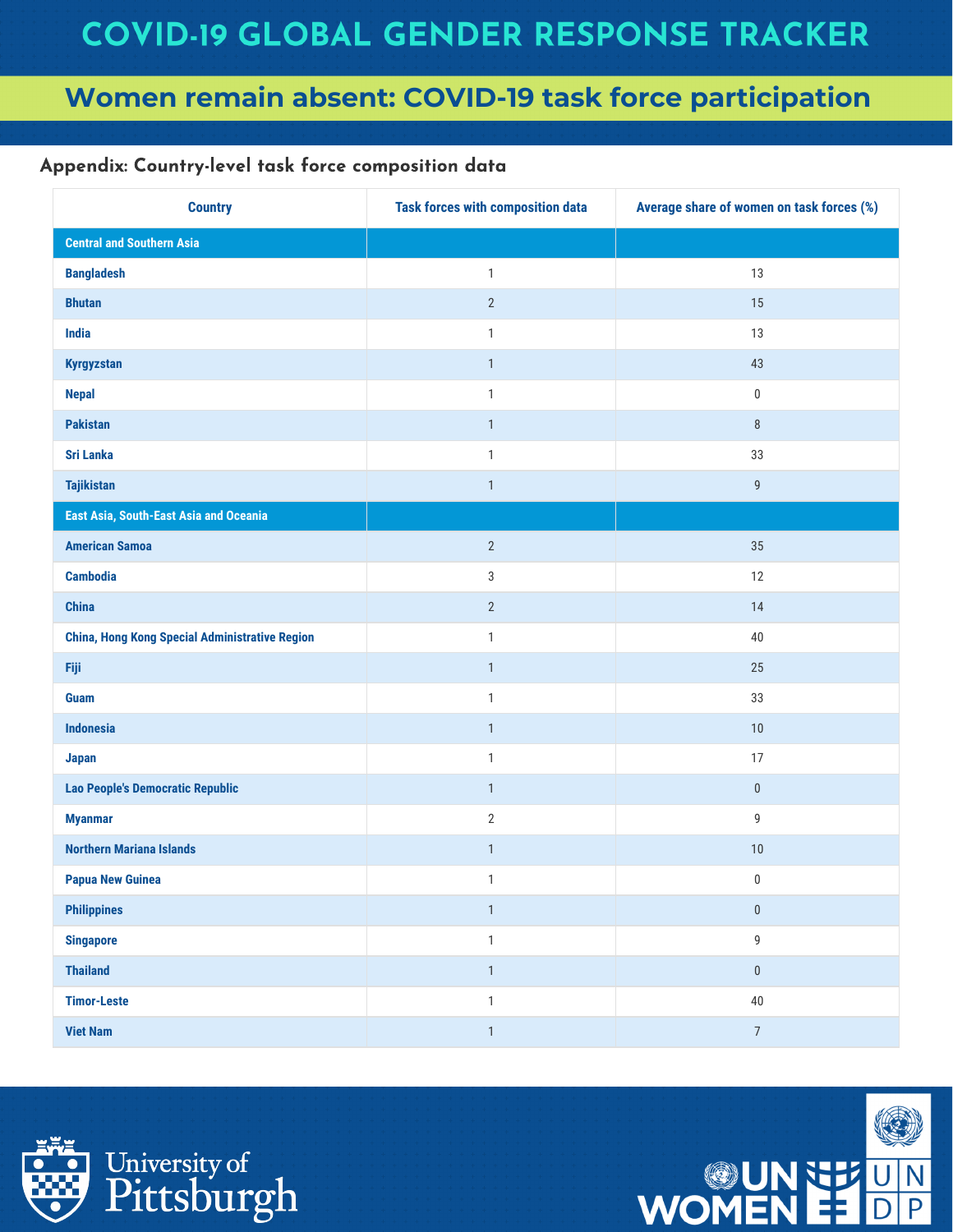# COVID-19 GLOBAL GENDER RESPONSE TRACKER

## Women remain absent: COVID-19 task force participation

### Appendix: Country-level task force composition data

| Country | Task forces with composition data | Average share of women on task forces (%) |
|---|---|---|
| **Central and Southern Asia** | | |
| Bangladesh | 1 | 13 |
| Bhutan | 2 | 15 |
| India | 1 | 13 |
| Kyrgyzstan | 1 | 43 |
| Nepal | 1 | 0 |
| Pakistan | 1 | 8 |
| Sri Lanka | 1 | 33 |
| Tajikistan | 1 | 9 |
| **East Asia, South-East Asia and Oceania** | | |
| American Samoa | 2 | 35 |
| Cambodia | 3 | 12 |
| China | 2 | 14 |
| China, Hong Kong Special Administrative Region | 1 | 40 |
| Fiji | 1 | 25 |
| Guam | 1 | 33 |
| Indonesia | 1 | 10 |
| Japan | 1 | 17 |
| Lao People's Democratic Republic | 1 | 0 |
| Myanmar | 2 | 9 |
| Northern Mariana Islands | 1 | 10 |
| Papua New Guinea | 1 | 0 |
| Philippines | 1 | 0 |
| Singapore | 1 | 9 |
| Thailand | 1 | 0 |
| Timor-Leste | 1 | 40 |
| Viet Nam | 1 | 7 |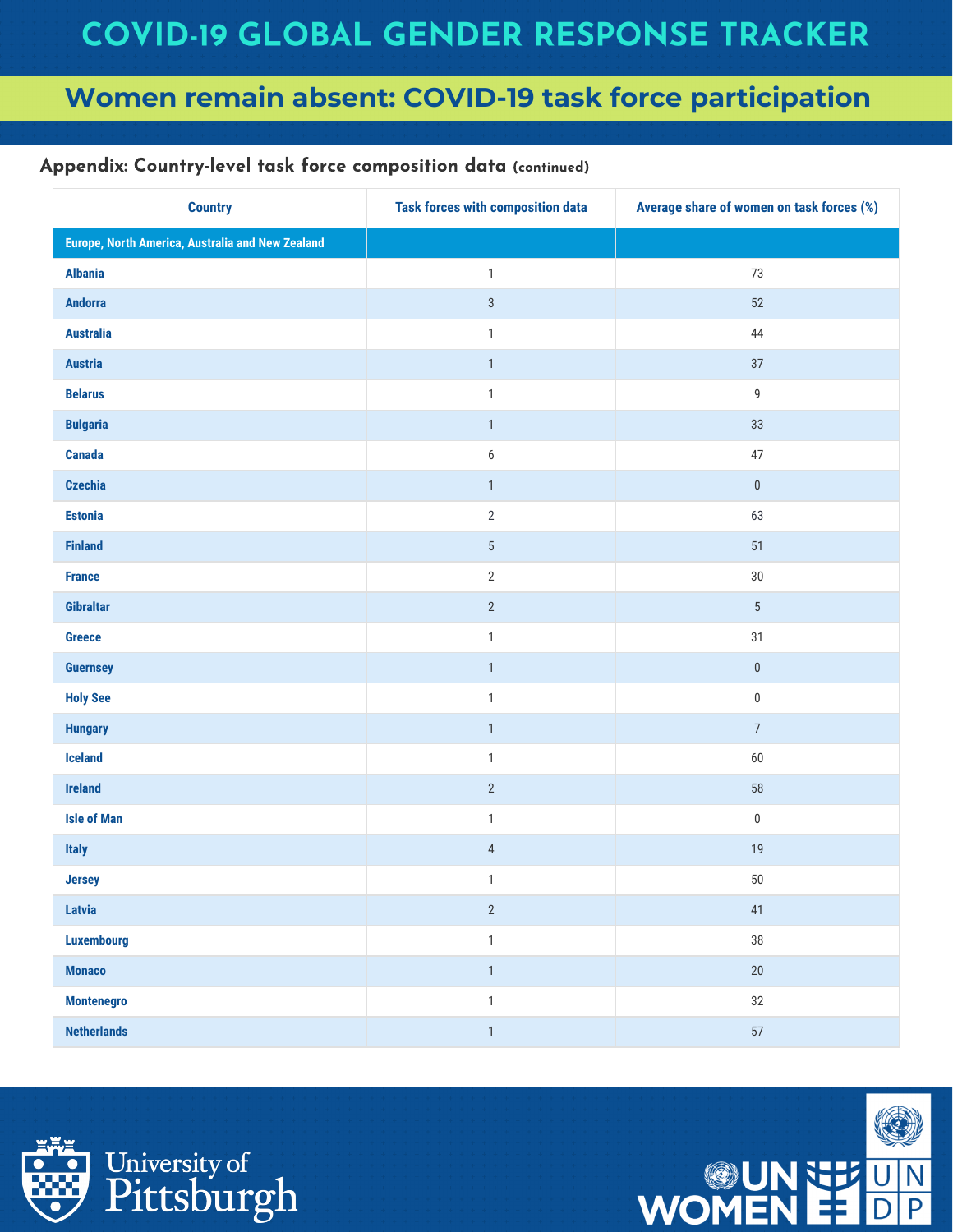# COVID-19 GLOBAL GENDER RESPONSE TRACKER

## Women remain absent: COVID-19 task force participation

### Appendix: Country-level task force composition data (continued)

| Country | Task forces with composition data | Average share of women on task forces (%) |
|---|---|---|
| **Europe, North America, Australia and New Zealand** | | |
| Albania | 1 | 73 |
| Andorra | 3 | 52 |
| Australia | 1 | 44 |
| Austria | 1 | 37 |
| Belarus | 1 | 9 |
| Bulgaria | 1 | 33 |
| Canada | 6 | 47 |
| Czechia | 1 | 0 |
| Estonia | 2 | 63 |
| Finland | 5 | 51 |
| France | 2 | 30 |
| Gibraltar | 2 | 5 |
| Greece | 1 | 31 |
| Guernsey | 1 | 0 |
| Holy See | 1 | 0 |
| Hungary | 1 | 7 |
| Iceland | 1 | 60 |
| Ireland | 2 | 58 |
| Isle of Man | 1 | 0 |
| Italy | 4 | 19 |
| Jersey | 1 | 50 |
| Latvia | 2 | 41 |
| Luxembourg | 1 | 38 |
| Monaco | 1 | 20 |
| Montenegro | 1 | 32 |
| Netherlands | 1 | 57 |

University of Pittsburgh

UN WOMEN

UNDP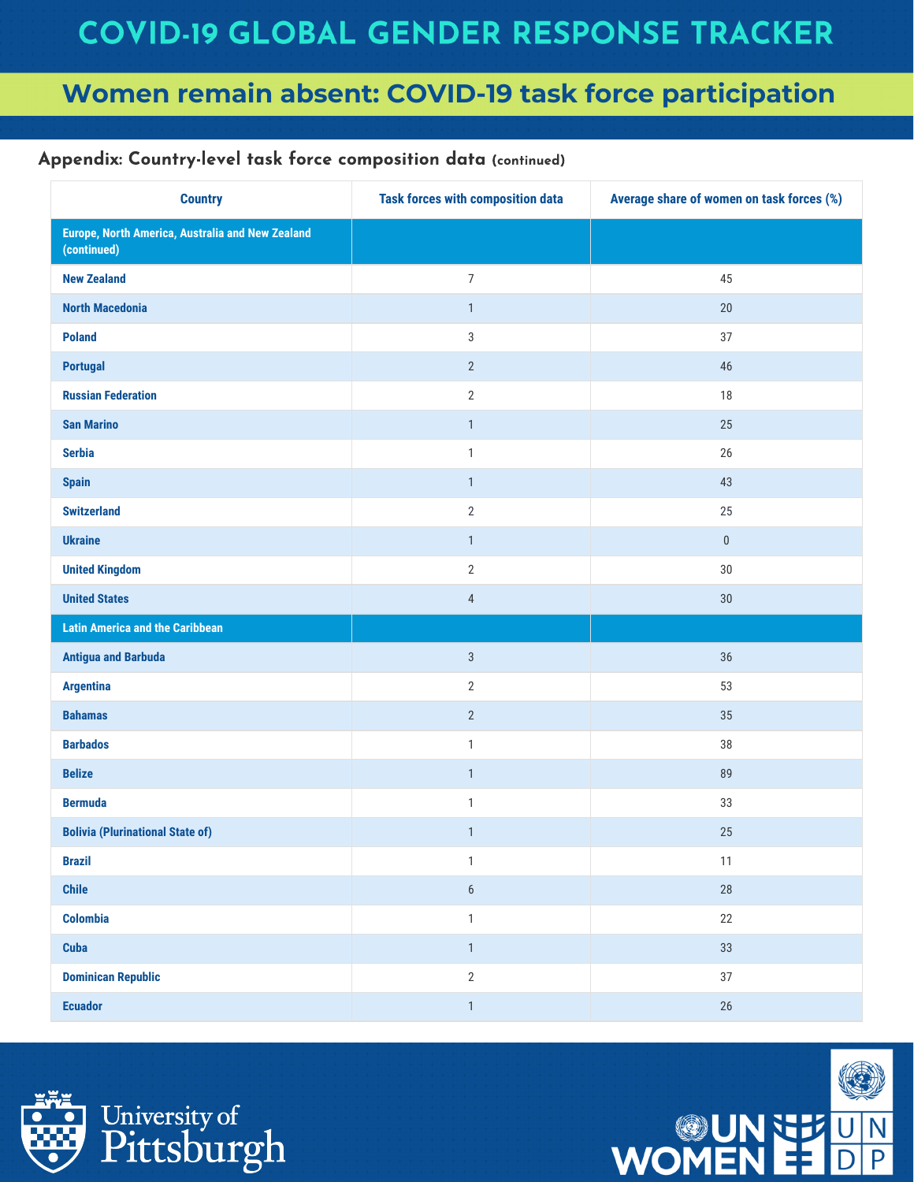# COVID-19 GLOBAL GENDER RESPONSE TRACKER

## Women remain absent: COVID-19 task force participation

### Appendix: Country-level task force composition data (continued)

| Country | Task forces with composition data | Average share of women on task forces (%) |
|---|---|---|
| **Europe, North America, Australia and New Zealand (continued)** | | |
| New Zealand | 7 | 45 |
| North Macedonia | 1 | 20 |
| Poland | 3 | 37 |
| Portugal | 2 | 46 |
| Russian Federation | 2 | 18 |
| San Marino | 1 | 25 |
| Serbia | 1 | 26 |
| Spain | 1 | 43 |
| Switzerland | 2 | 25 |
| Ukraine | 1 | 0 |
| United Kingdom | 2 | 30 |
| United States | 4 | 30 |
| **Latin America and the Caribbean** | | |
| Antigua and Barbuda | 3 | 36 |
| Argentina | 2 | 53 |
| Bahamas | 2 | 35 |
| Barbados | 1 | 38 |
| Belize | 1 | 89 |
| Bermuda | 1 | 33 |
| Bolivia (Plurinational State of) | 1 | 25 |
| Brazil | 1 | 11 |
| Chile | 6 | 28 |
| Colombia | 1 | 22 |
| Cuba | 1 | 33 |
| Dominican Republic | 2 | 37 |
| Ecuador | 1 | 26 |

University of Pittsburgh

UN WOMEN

UNDP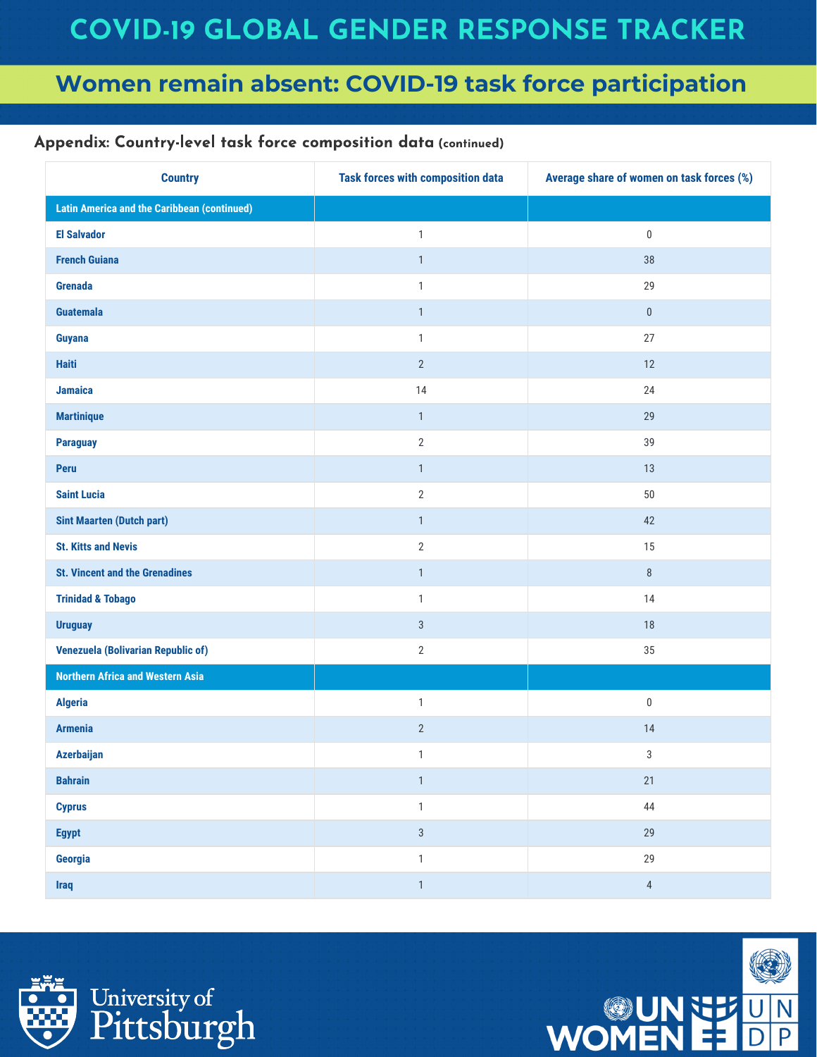# COVID-19 GLOBAL GENDER RESPONSE TRACKER

## Women remain absent: COVID-19 task force participation

### Appendix: Country-level task force composition data (continued)

| Country | Task forces with composition data | Average share of women on task forces (%) |
|---|---|---|
| **Latin America and the Caribbean (continued)** | | |
| El Salvador | 1 | 0 |
| French Guiana | 1 | 38 |
| Grenada | 1 | 29 |
| Guatemala | 1 | 0 |
| Guyana | 1 | 27 |
| Haiti | 2 | 12 |
| Jamaica | 14 | 24 |
| Martinique | 1 | 29 |
| Paraguay | 2 | 39 |
| Peru | 1 | 13 |
| Saint Lucia | 2 | 50 |
| Sint Maarten (Dutch part) | 1 | 42 |
| St. Kitts and Nevis | 2 | 15 |
| St. Vincent and the Grenadines | 1 | 8 |
| Trinidad & Tobago | 1 | 14 |
| Uruguay | 3 | 18 |
| Venezuela (Bolivarian Republic of) | 2 | 35 |
| **Northern Africa and Western Asia** | | |
| Algeria | 1 | 0 |
| Armenia | 2 | 14 |
| Azerbaijan | 1 | 3 |
| Bahrain | 1 | 21 |
| Cyprus | 1 | 44 |
| Egypt | 3 | 29 |
| Georgia | 1 | 29 |
| Iraq | 1 | 4 |

University of Pittsburgh

UN WOMEN

UNDP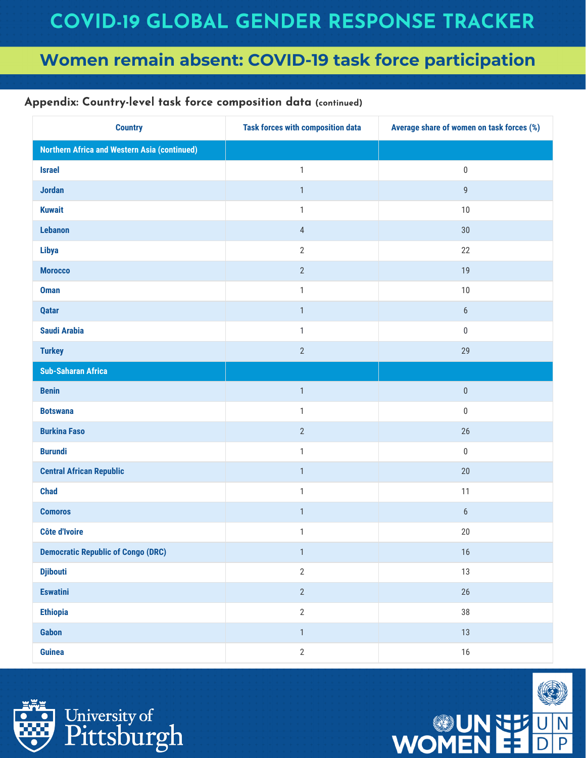# COVID-19 GLOBAL GENDER RESPONSE TRACKER

## Women remain absent: COVID-19 task force participation

### Appendix: Country-level task force composition data (continued)

| Country | Task forces with composition data | Average share of women on task forces (%) |
|---|---|---|
| **Northern Africa and Western Asia (continued)** | | |
| Israel | 1 | 0 |
| Jordan | 1 | 9 |
| Kuwait | 1 | 10 |
| Lebanon | 4 | 30 |
| Libya | 2 | 22 |
| Morocco | 2 | 19 |
| Oman | 1 | 10 |
| Qatar | 1 | 6 |
| Saudi Arabia | 1 | 0 |
| Turkey | 2 | 29 |
| **Sub-Saharan Africa** | | |
| Benin | 1 | 0 |
| Botswana | 1 | 0 |
| Burkina Faso | 2 | 26 |
| Burundi | 1 | 0 |
| Central African Republic | 1 | 20 |
| Chad | 1 | 11 |
| Comoros | 1 | 6 |
| Côte d'Ivoire | 1 | 20 |
| Democratic Republic of Congo (DRC) | 1 | 16 |
| Djibouti | 2 | 13 |
| Eswatini | 2 | 26 |
| Ethiopia | 2 | 38 |
| Gabon | 1 | 13 |
| Guinea | 2 | 16 |

University of Pittsburgh

UN WOMEN

UNDP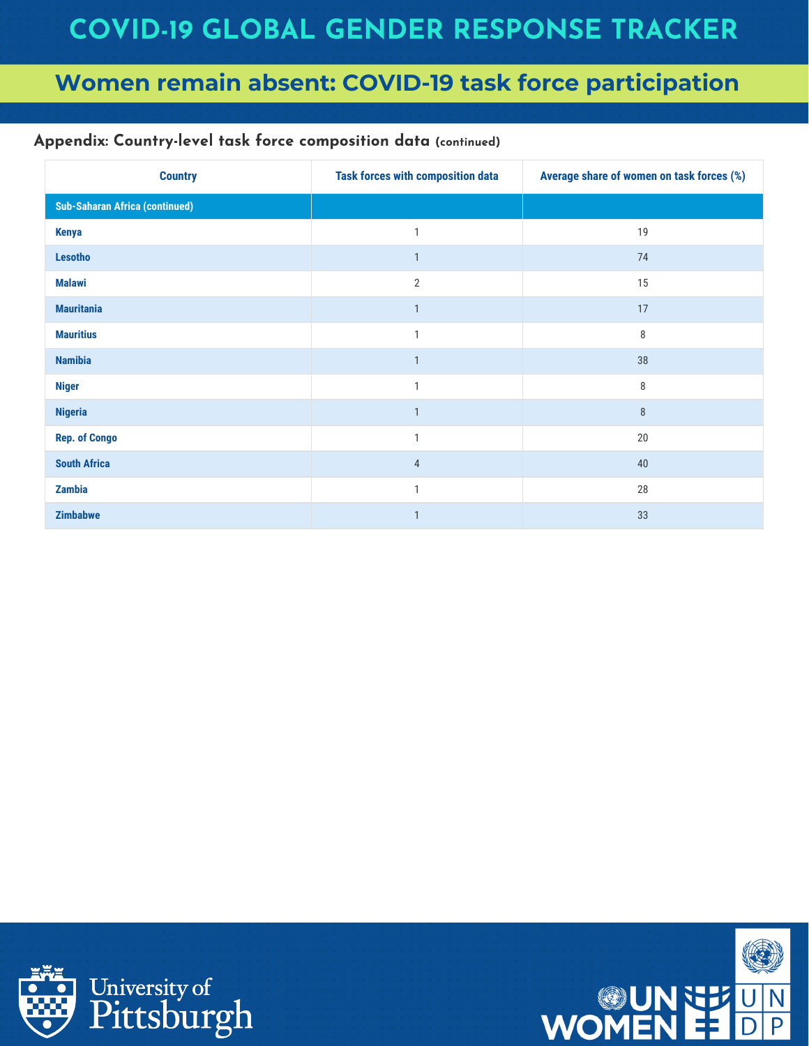# COVID-19 GLOBAL GENDER RESPONSE TRACKER

## Women remain absent: COVID-19 task force participation

### Appendix: Country-level task force composition data (continued)

| Country | Task forces with composition data | Average share of women on task forces (%) |
|---|---|---|
| **Sub-Saharan Africa (continued)** | | |
| Kenya | 1 | 19 |
| Lesotho | 1 | 74 |
| Malawi | 2 | 15 |
| Mauritania | 1 | 17 |
| Mauritius | 1 | 8 |
| Namibia | 1 | 38 |
| Niger | 1 | 8 |
| Nigeria | 1 | 8 |
| Rep. of Congo | 1 | 20 |
| South Africa | 4 | 40 |
| Zambia | 1 | 28 |
| Zimbabwe | 1 | 33 |

University of Pittsburgh

UN WOMEN

UN DP